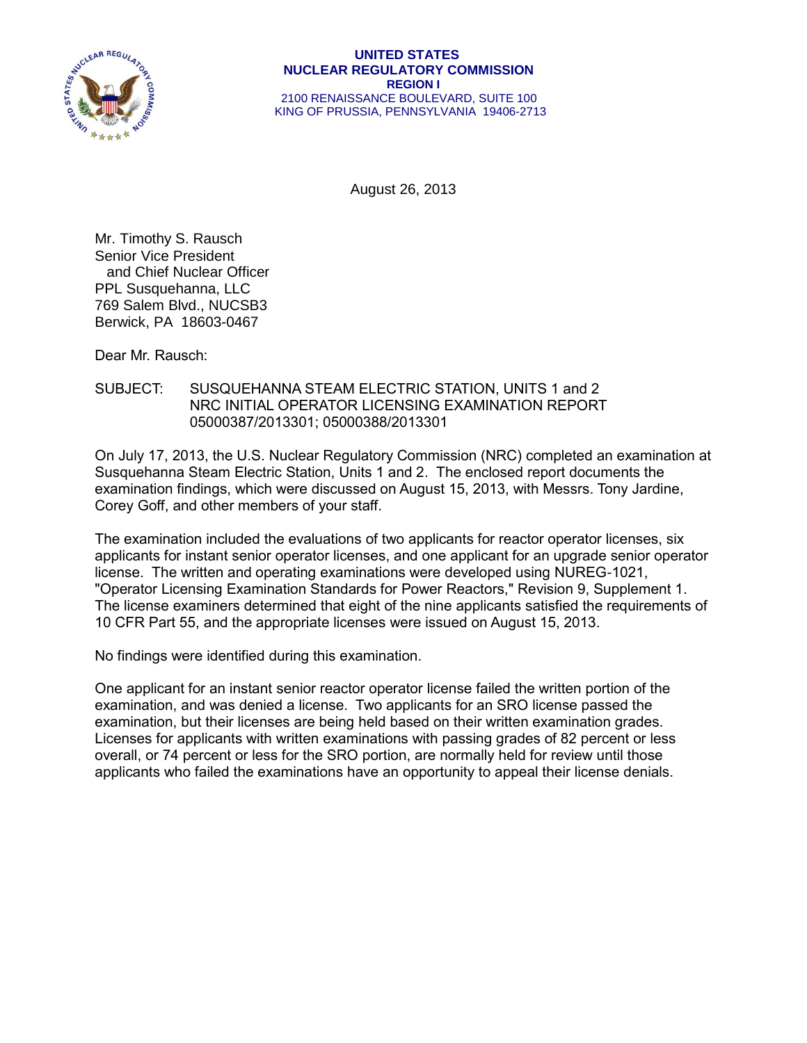**UNITED STATES**
**NUCLEAR REGULATORY COMMISSION**
**REGION I**
2100 RENAISSANCE BOULEVARD, SUITE 100
KING OF PRUSSIA, PENNSYLVANIA 19406-2713

August 26, 2013

Mr. Timothy S. Rausch
Senior Vice President
and Chief Nuclear Officer
PPL Susquehanna, LLC
769 Salem Blvd., NUCSB3
Berwick, PA 18603-0467

Dear Mr. Rausch:

SUBJECT: SUSQUEHANNA STEAM ELECTRIC STATION, UNITS 1 and 2
NRC INITIAL OPERATOR LICENSING EXAMINATION REPORT
05000387/2013301; 05000388/2013301

On July 17, 2013, the U.S. Nuclear Regulatory Commission (NRC) completed an examination at Susquehanna Steam Electric Station, Units 1 and 2. The enclosed report documents the examination findings, which were discussed on August 15, 2013, with Messrs. Tony Jardine, Corey Goff, and other members of your staff.

The examination included the evaluations of two applicants for reactor operator licenses, six applicants for instant senior operator licenses, and one applicant for an upgrade senior operator license. The written and operating examinations were developed using NUREG-1021, "Operator Licensing Examination Standards for Power Reactors," Revision 9, Supplement 1. The license examiners determined that eight of the nine applicants satisfied the requirements of 10 CFR Part 55, and the appropriate licenses were issued on August 15, 2013.

No findings were identified during this examination.

One applicant for an instant senior reactor operator license failed the written portion of the examination, and was denied a license. Two applicants for an SRO license passed the examination, but their licenses are being held based on their written examination grades. Licenses for applicants with written examinations with passing grades of 82 percent or less overall, or 74 percent or less for the SRO portion, are normally held for review until those applicants who failed the examinations have an opportunity to appeal their license denials.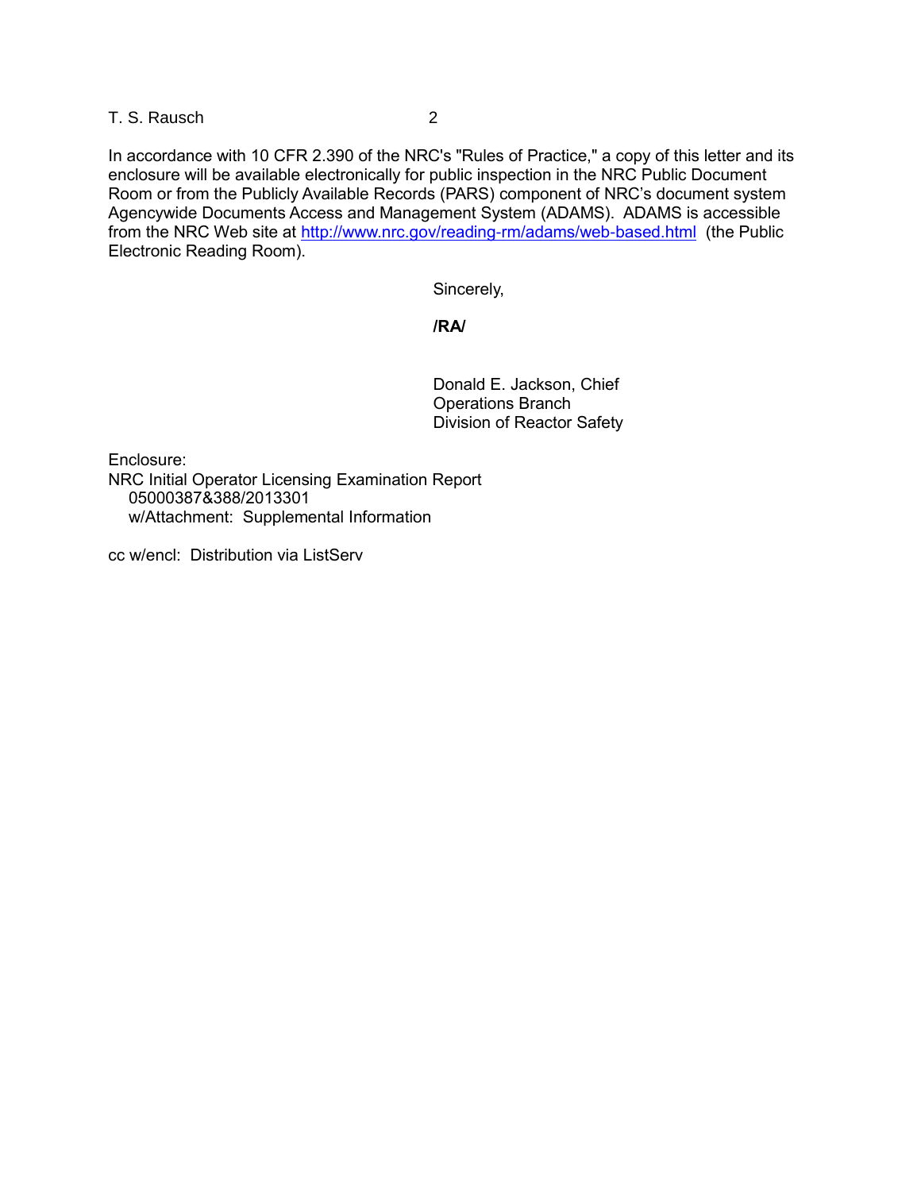In accordance with 10 CFR 2.390 of the NRC's "Rules of Practice," a copy of this letter and its enclosure will be available electronically for public inspection in the NRC Public Document Room or from the Publicly Available Records (PARS) component of NRC's document system Agencywide Documents Access and Management System (ADAMS). ADAMS is accessible from the NRC Web site at http://www.nrc.gov/reading-rm/adams/web-based.html (the Public Electronic Reading Room).

Sincerely,

**/RA/**

Donald E. Jackson, Chief
Operations Branch
Division of Reactor Safety

Enclosure:
NRC Initial Operator Licensing Examination Report
05000387&388/2013301
w/Attachment: Supplemental Information

cc w/encl: Distribution via ListServ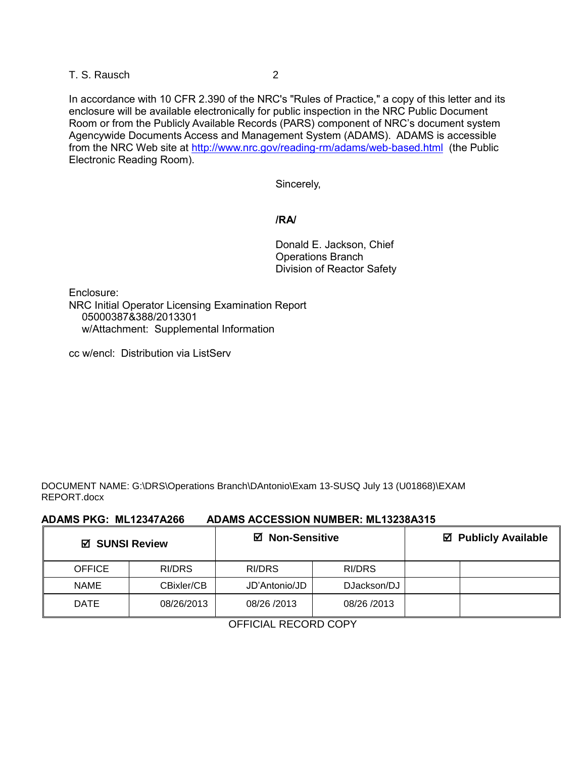In accordance with 10 CFR 2.390 of the NRC's "Rules of Practice," a copy of this letter and its enclosure will be available electronically for public inspection in the NRC Public Document Room or from the Publicly Available Records (PARS) component of NRC's document system Agencywide Documents Access and Management System (ADAMS). ADAMS is accessible from the NRC Web site at http://www.nrc.gov/reading-rm/adams/web-based.html (the Public Electronic Reading Room).

Sincerely,

**/RA/**

Donald E. Jackson, Chief
Operations Branch
Division of Reactor Safety

Enclosure:
NRC Initial Operator Licensing Examination Report
05000387&388/2013301
w/Attachment: Supplemental Information

cc w/encl: Distribution via ListServ

DOCUMENT NAME: G:\DRS\Operations Branch\DAntonio\Exam 13-SUSQ July 13 (U01868)\EXAM REPORT.docx

**ADAMS PKG: ML12347A266 ADAMS ACCESSION NUMBER: ML13238A315**

| ☑ SUNSI Review | | ☑ Non-Sensitive | | ☑ Publicly Available | |
|---|---|---|---|---|---|
| OFFICE | RI/DRS | RI/DRS | RI/DRS | | |
| NAME | CBixler/CB | JD'Antonio/JD | DJackson/DJ | | |
| DATE | 08/26/2013 | 08/26 /2013 | 08/26 /2013 | | |

OFFICIAL RECORD COPY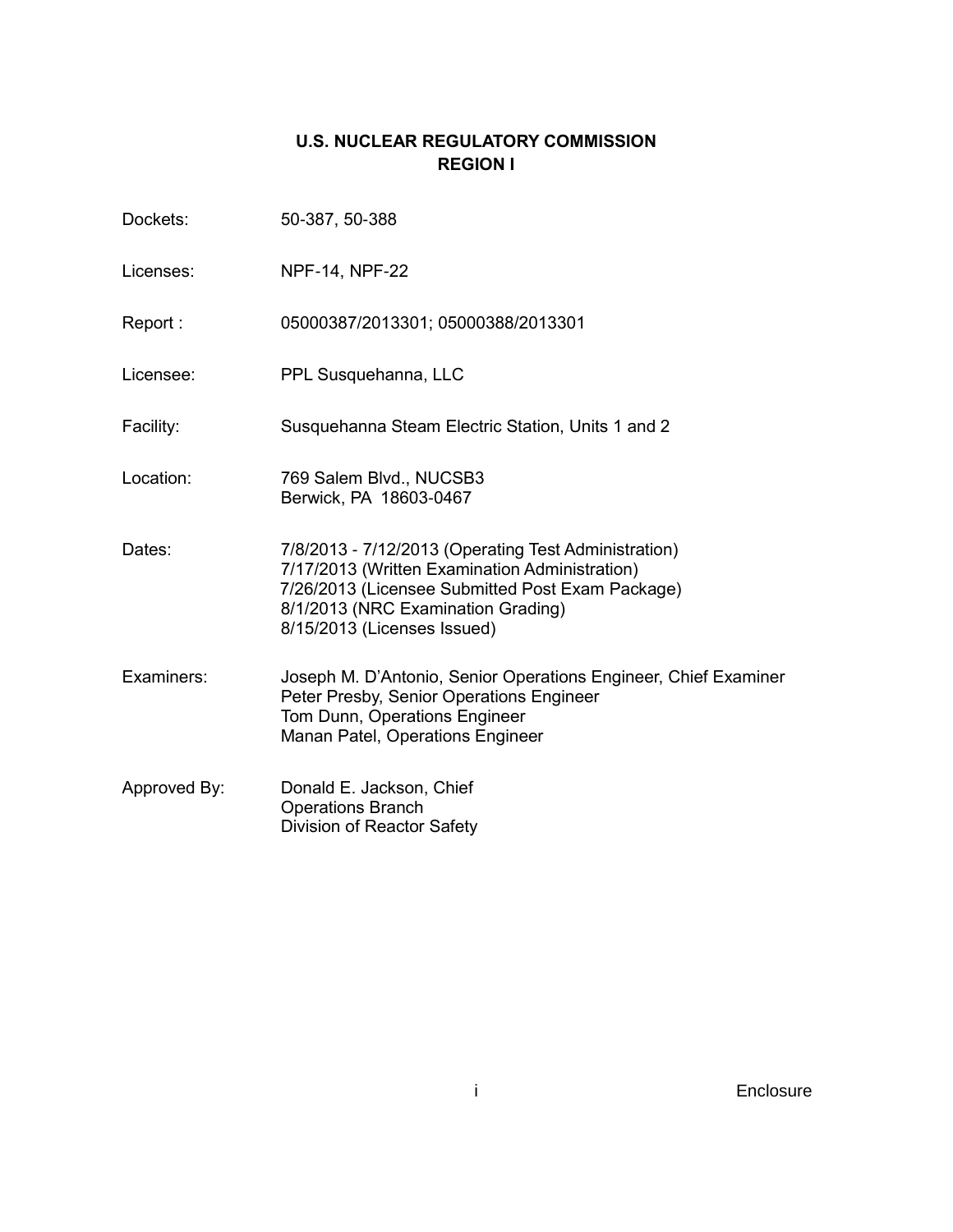# U.S. NUCLEAR REGULATORY COMMISSION
## REGION I

Dockets: 50-387, 50-388

Licenses: NPF-14, NPF-22

Report : 05000387/2013301; 05000388/2013301

Licensee: PPL Susquehanna, LLC

Facility: Susquehanna Steam Electric Station, Units 1 and 2

Location: 769 Salem Blvd., NUCSB3
Berwick, PA 18603-0467

Dates: 7/8/2013 - 7/12/2013 (Operating Test Administration)
7/17/2013 (Written Examination Administration)
7/26/2013 (Licensee Submitted Post Exam Package)
8/1/2013 (NRC Examination Grading)
8/15/2013 (Licenses Issued)

Examiners: Joseph M. D'Antonio, Senior Operations Engineer, Chief Examiner
Peter Presby, Senior Operations Engineer
Tom Dunn, Operations Engineer
Manan Patel, Operations Engineer

Approved By: Donald E. Jackson, Chief
Operations Branch
Division of Reactor Safety

Enclosure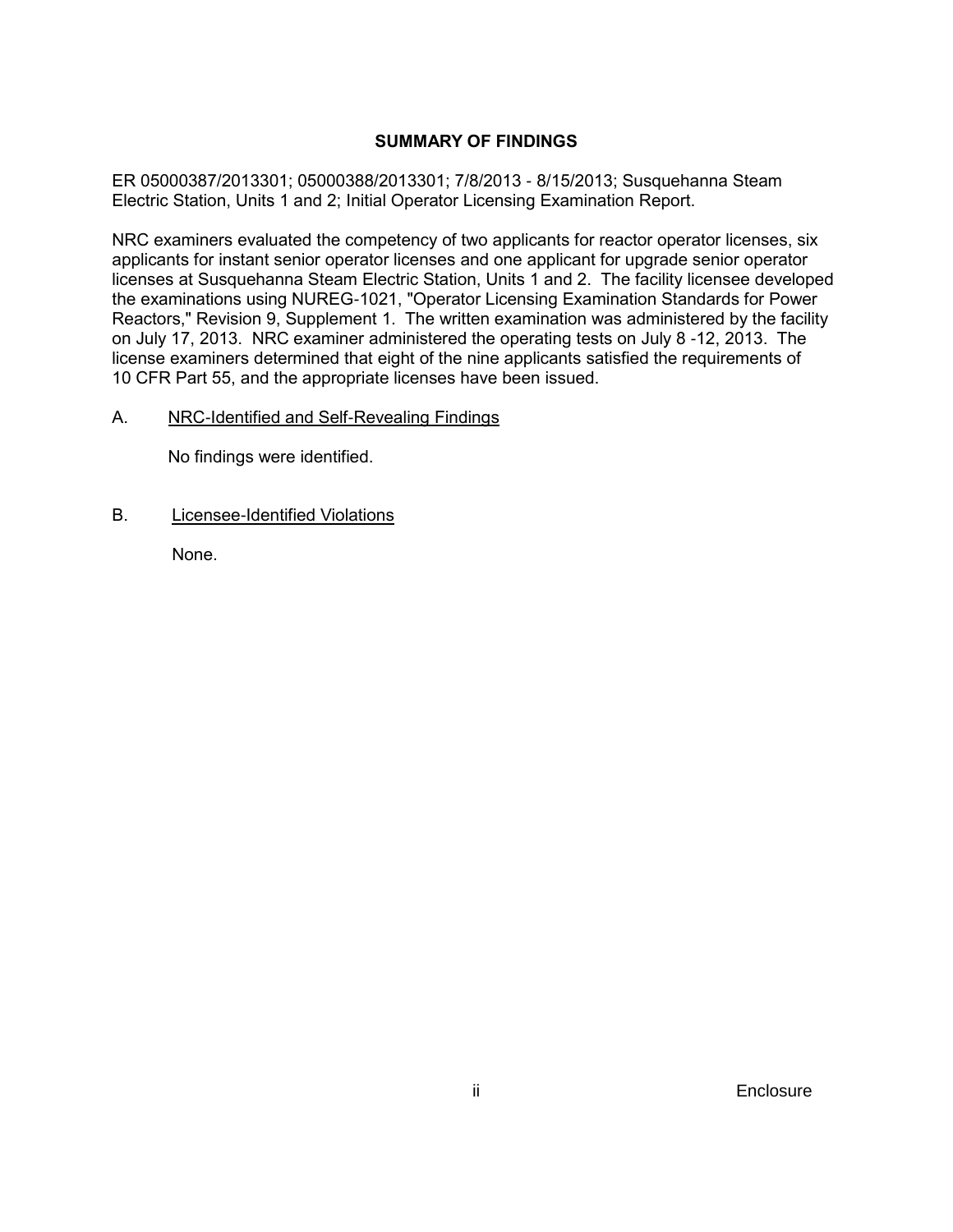## SUMMARY OF FINDINGS

ER 05000387/2013301; 05000388/2013301; 7/8/2013 - 8/15/2013; Susquehanna Steam Electric Station, Units 1 and 2; Initial Operator Licensing Examination Report.

NRC examiners evaluated the competency of two applicants for reactor operator licenses, six applicants for instant senior operator licenses and one applicant for upgrade senior operator licenses at Susquehanna Steam Electric Station, Units 1 and 2. The facility licensee developed the examinations using NUREG-1021, "Operator Licensing Examination Standards for Power Reactors," Revision 9, Supplement 1. The written examination was administered by the facility on July 17, 2013. NRC examiner administered the operating tests on July 8 -12, 2013. The license examiners determined that eight of the nine applicants satisfied the requirements of 10 CFR Part 55, and the appropriate licenses have been issued.

A. NRC-Identified and Self-Revealing Findings

No findings were identified.

B. Licensee-Identified Violations

None.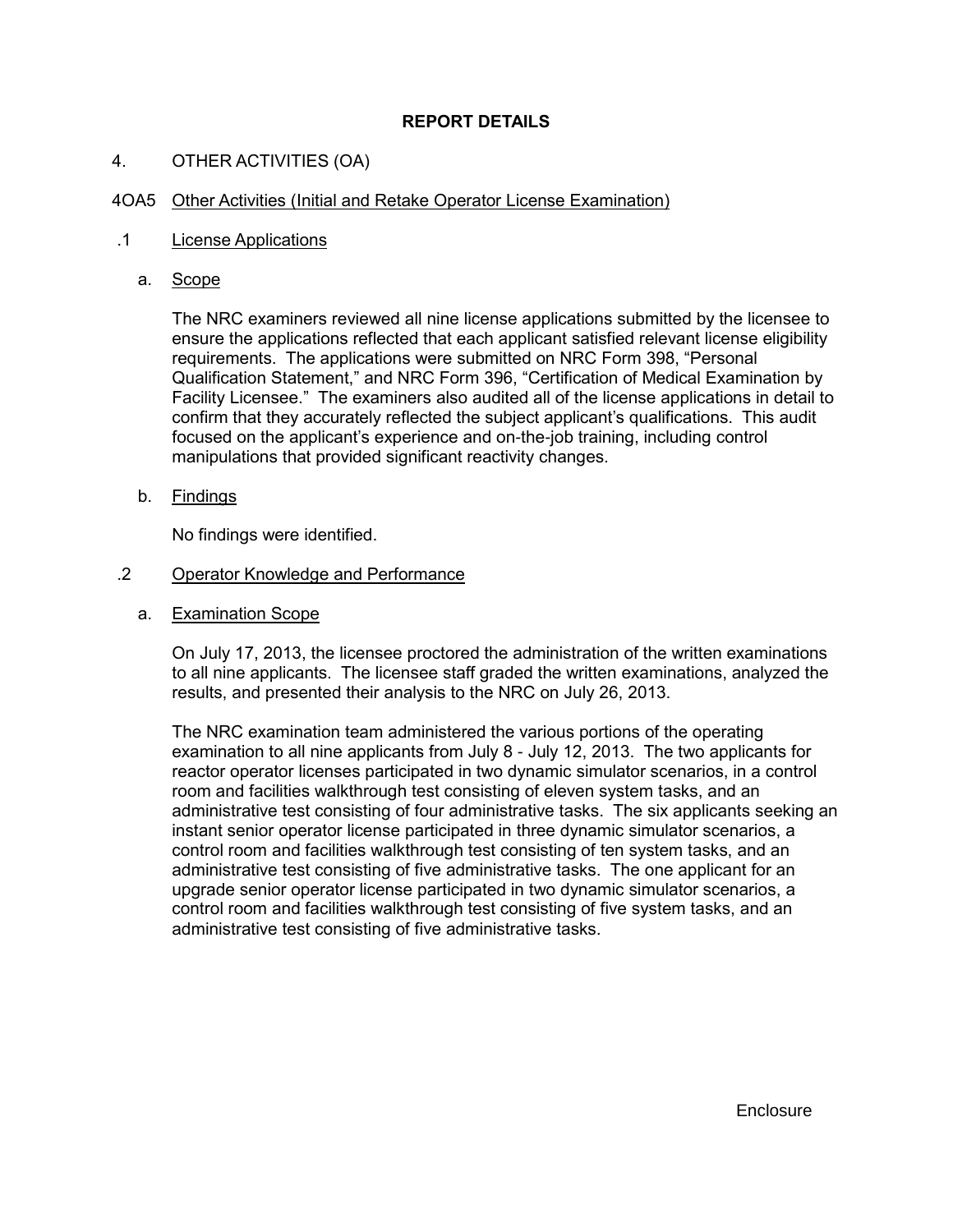# REPORT DETAILS

## 4. OTHER ACTIVITIES (OA)

### 4OA5 Other Activities (Initial and Retake Operator License Examination)

#### .1 License Applications

a. Scope

The NRC examiners reviewed all nine license applications submitted by the licensee to ensure the applications reflected that each applicant satisfied relevant license eligibility requirements. The applications were submitted on NRC Form 398, "Personal Qualification Statement," and NRC Form 396, "Certification of Medical Examination by Facility Licensee." The examiners also audited all of the license applications in detail to confirm that they accurately reflected the subject applicant's qualifications. This audit focused on the applicant's experience and on-the-job training, including control manipulations that provided significant reactivity changes.

b. Findings

No findings were identified.

#### .2 Operator Knowledge and Performance

a. Examination Scope

On July 17, 2013, the licensee proctored the administration of the written examinations to all nine applicants. The licensee staff graded the written examinations, analyzed the results, and presented their analysis to the NRC on July 26, 2013.

The NRC examination team administered the various portions of the operating examination to all nine applicants from July 8 - July 12, 2013. The two applicants for reactor operator licenses participated in two dynamic simulator scenarios, in a control room and facilities walkthrough test consisting of eleven system tasks, and an administrative test consisting of four administrative tasks. The six applicants seeking an instant senior operator license participated in three dynamic simulator scenarios, a control room and facilities walkthrough test consisting of ten system tasks, and an administrative test consisting of five administrative tasks. The one applicant for an upgrade senior operator license participated in two dynamic simulator scenarios, a control room and facilities walkthrough test consisting of five system tasks, and an administrative test consisting of five administrative tasks.

Enclosure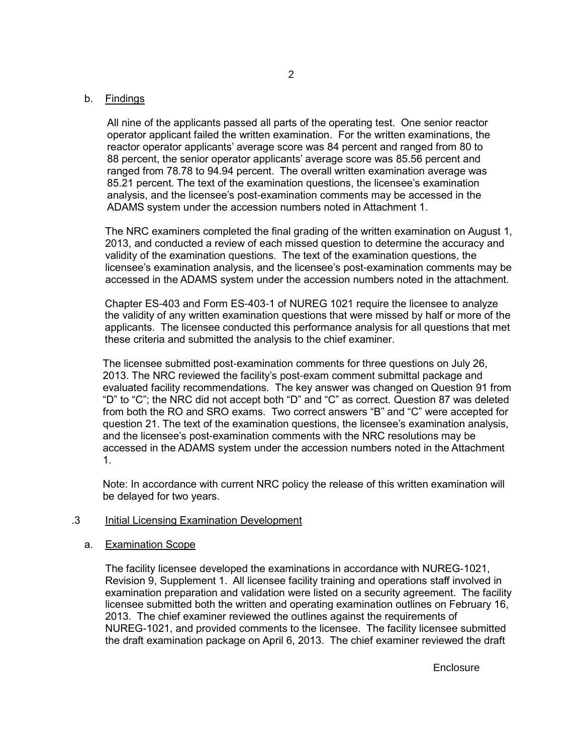b. Findings

All nine of the applicants passed all parts of the operating test. One senior reactor operator applicant failed the written examination. For the written examinations, the reactor operator applicants' average score was 84 percent and ranged from 80 to 88 percent, the senior operator applicants' average score was 85.56 percent and ranged from 78.78 to 94.94 percent. The overall written examination average was 85.21 percent. The text of the examination questions, the licensee's examination analysis, and the licensee's post-examination comments may be accessed in the ADAMS system under the accession numbers noted in Attachment 1.

The NRC examiners completed the final grading of the written examination on August 1, 2013, and conducted a review of each missed question to determine the accuracy and validity of the examination questions. The text of the examination questions, the licensee's examination analysis, and the licensee's post-examination comments may be accessed in the ADAMS system under the accession numbers noted in the attachment.

Chapter ES-403 and Form ES-403-1 of NUREG 1021 require the licensee to analyze the validity of any written examination questions that were missed by half or more of the applicants. The licensee conducted this performance analysis for all questions that met these criteria and submitted the analysis to the chief examiner.

The licensee submitted post-examination comments for three questions on July 26, 2013. The NRC reviewed the facility's post-exam comment submittal package and evaluated facility recommendations. The key answer was changed on Question 91 from "D" to "C"; the NRC did not accept both "D" and "C" as correct. Question 87 was deleted from both the RO and SRO exams. Two correct answers "B" and "C" were accepted for question 21. The text of the examination questions, the licensee's examination analysis, and the licensee's post-examination comments with the NRC resolutions may be accessed in the ADAMS system under the accession numbers noted in the Attachment 1.

Note: In accordance with current NRC policy the release of this written examination will be delayed for two years.

.3 Initial Licensing Examination Development

a. Examination Scope

The facility licensee developed the examinations in accordance with NUREG-1021, Revision 9, Supplement 1. All licensee facility training and operations staff involved in examination preparation and validation were listed on a security agreement. The facility licensee submitted both the written and operating examination outlines on February 16, 2013. The chief examiner reviewed the outlines against the requirements of NUREG-1021, and provided comments to the licensee. The facility licensee submitted the draft examination package on April 6, 2013. The chief examiner reviewed the draft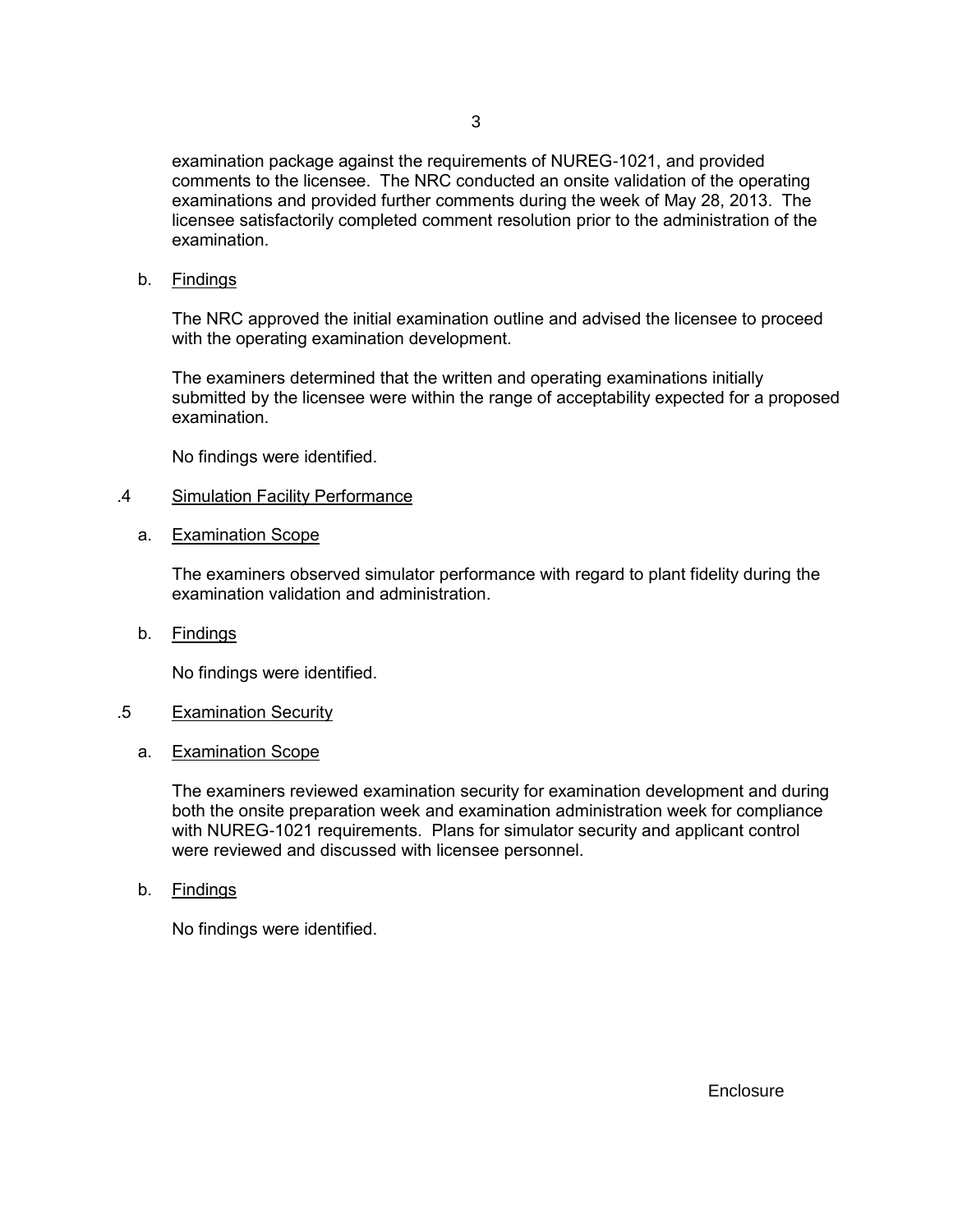examination package against the requirements of NUREG-1021, and provided comments to the licensee. The NRC conducted an onsite validation of the operating examinations and provided further comments during the week of May 28, 2013. The licensee satisfactorily completed comment resolution prior to the administration of the examination.

b. Findings

The NRC approved the initial examination outline and advised the licensee to proceed with the operating examination development.

The examiners determined that the written and operating examinations initially submitted by the licensee were within the range of acceptability expected for a proposed examination.

No findings were identified.

.4 Simulation Facility Performance

a. Examination Scope

The examiners observed simulator performance with regard to plant fidelity during the examination validation and administration.

b. Findings

No findings were identified.

.5 Examination Security

a. Examination Scope

The examiners reviewed examination security for examination development and during both the onsite preparation week and examination administration week for compliance with NUREG-1021 requirements. Plans for simulator security and applicant control were reviewed and discussed with licensee personnel.

b. Findings

No findings were identified.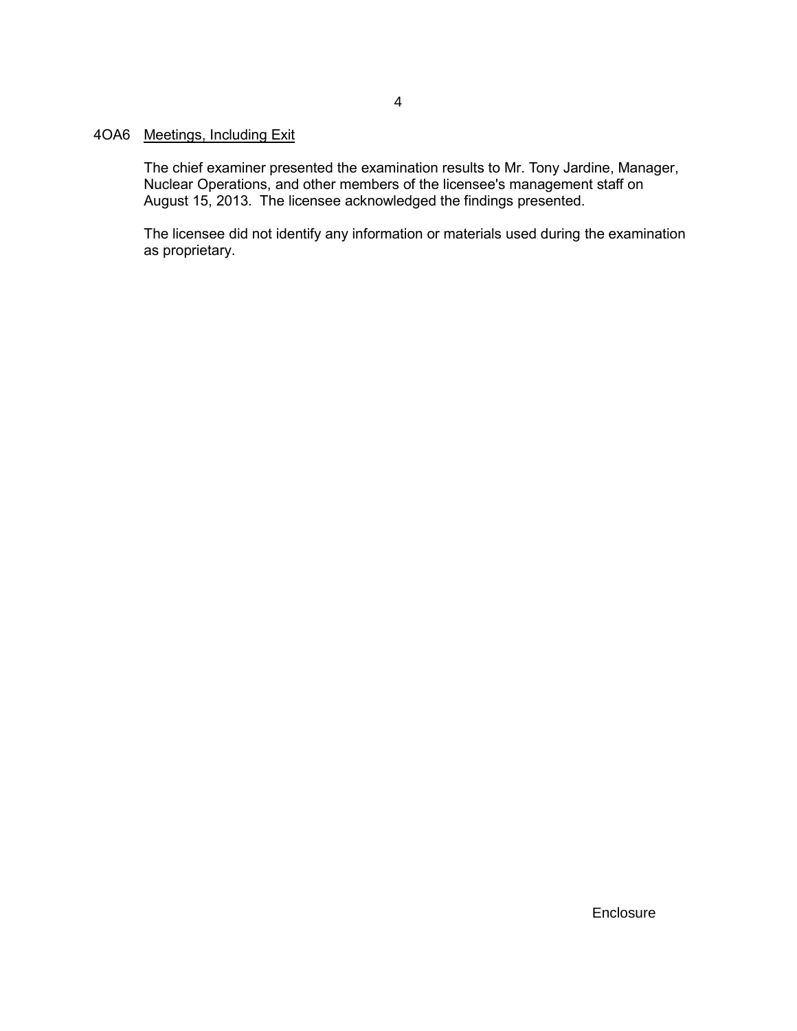## 4OA6 Meetings, Including Exit

The chief examiner presented the examination results to Mr. Tony Jardine, Manager, Nuclear Operations, and other members of the licensee's management staff on August 15, 2013. The licensee acknowledged the findings presented.

The licensee did not identify any information or materials used during the examination as proprietary.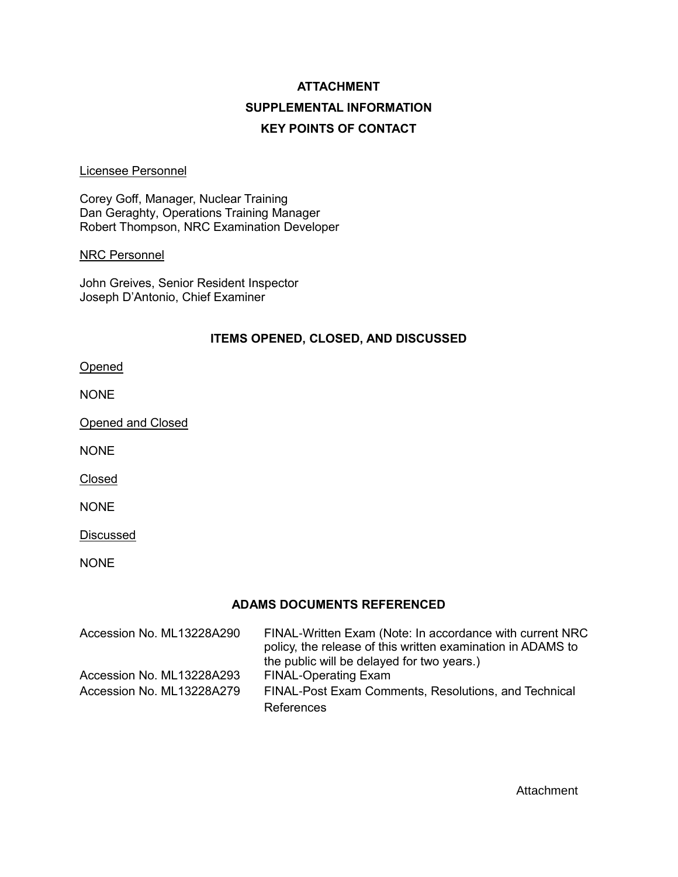# ATTACHMENT

## SUPPLEMENTAL INFORMATION

## KEY POINTS OF CONTACT

Licensee Personnel

Corey Goff, Manager, Nuclear Training
Dan Geraghty, Operations Training Manager
Robert Thompson, NRC Examination Developer

NRC Personnel

John Greives, Senior Resident Inspector
Joseph D'Antonio, Chief Examiner

## ITEMS OPENED, CLOSED, AND DISCUSSED

Opened

NONE

Opened and Closed

NONE

Closed

NONE

Discussed

NONE

## ADAMS DOCUMENTS REFERENCED

| | |
|---|---|
| Accession No. ML13228A290 | FINAL-Written Exam (Note: In accordance with current NRC policy, the release of this written examination in ADAMS to the public will be delayed for two years.) |
| Accession No. ML13228A293 | FINAL-Operating Exam |
| Accession No. ML13228A279 | FINAL-Post Exam Comments, Resolutions, and Technical References |